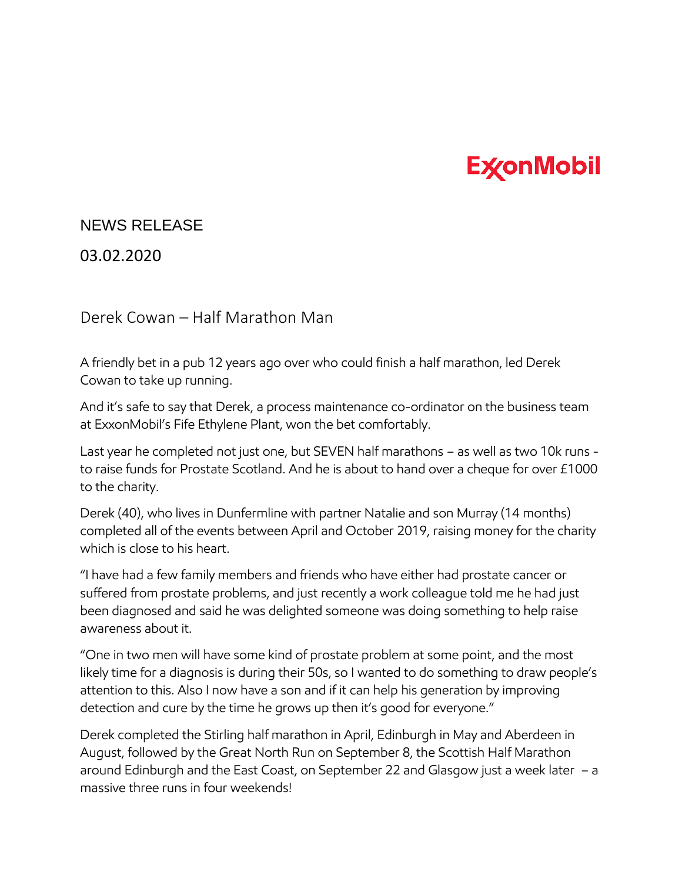ExxonMobil

NEWS RELEASE

03.02.2020

# Derek Cowan – Half Marathon Man

A friendly bet in a pub 12 years ago over who could finish a half marathon, led Derek Cowan to take up running.

And it's safe to say that Derek, a process maintenance co-ordinator on the business team at ExxonMobil's Fife Ethylene Plant, won the bet comfortably.

Last year he completed not just one, but SEVEN half marathons – as well as two 10k runs - to raise funds for Prostate Scotland. And he is about to hand over a cheque for over £1000 to the charity.

Derek (40), who lives in Dunfermline with partner Natalie and son Murray (14 months) completed all of the events between April and October 2019, raising money for the charity which is close to his heart.

"I have had a few family members and friends who have either had prostate cancer or suffered from prostate problems, and just recently a work colleague told me he had just been diagnosed and said he was delighted someone was doing something to help raise awareness about it.

"One in two men will have some kind of prostate problem at some point, and the most likely time for a diagnosis is during their 50s, so I wanted to do something to draw people's attention to this. Also I now have a son and if it can help his generation by improving detection and cure by the time he grows up then it's good for everyone."

Derek completed the Stirling half marathon in April, Edinburgh in May and Aberdeen in August, followed by the Great North Run on September 8, the Scottish Half Marathon around Edinburgh and the East Coast, on September 22 and Glasgow just a week later – a massive three runs in four weekends!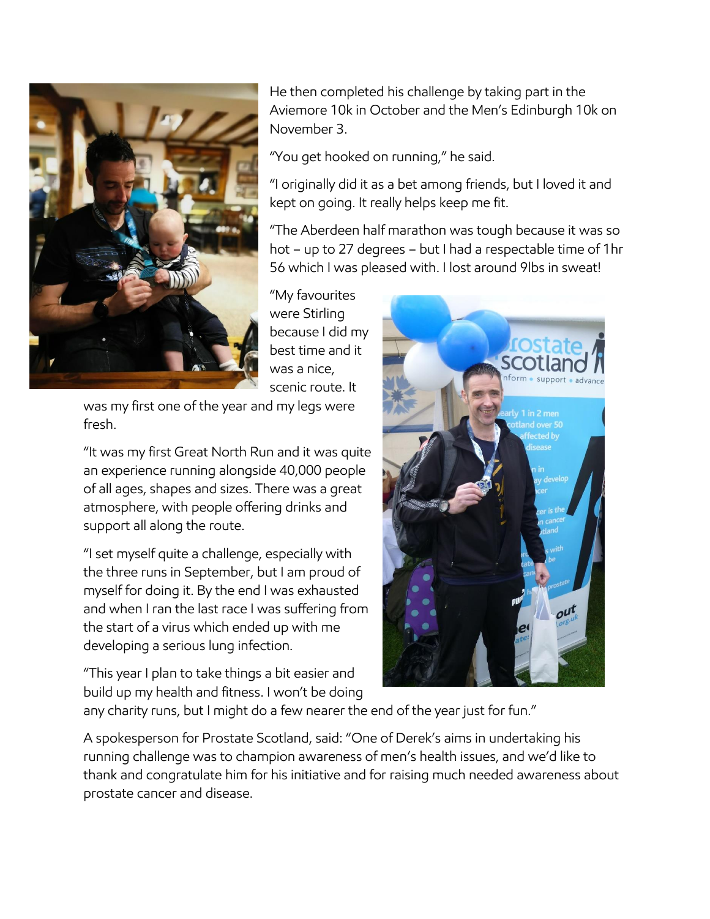He then completed his challenge by taking part in the Aviemore 10k in October and the Men's Edinburgh 10k on November 3.

"You get hooked on running," he said.

"I originally did it as a bet among friends, but I loved it and kept on going. It really helps keep me fit.

"The Aberdeen half marathon was tough because it was so hot – up to 27 degrees – but I had a respectable time of 1hr 56 which I was pleased with. I lost around 9lbs in sweat!

"My favourites were Stirling because I did my best time and it was a nice, scenic route. It was my first one of the year and my legs were fresh.

"It was my first Great North Run and it was quite an experience running alongside 40,000 people of all ages, shapes and sizes. There was a great atmosphere, with people offering drinks and support all along the route.

"I set myself quite a challenge, especially with the three runs in September, but I am proud of myself for doing it. By the end I was exhausted and when I ran the last race I was suffering from the start of a virus which ended up with me developing a serious lung infection.

"This year I plan to take things a bit easier and build up my health and fitness. I won't be doing any charity runs, but I might do a few nearer the end of the year just for fun."

A spokesperson for Prostate Scotland, said: "One of Derek's aims in undertaking his running challenge was to champion awareness of men's health issues, and we'd like to thank and congratulate him for his initiative and for raising much needed awareness about prostate cancer and disease.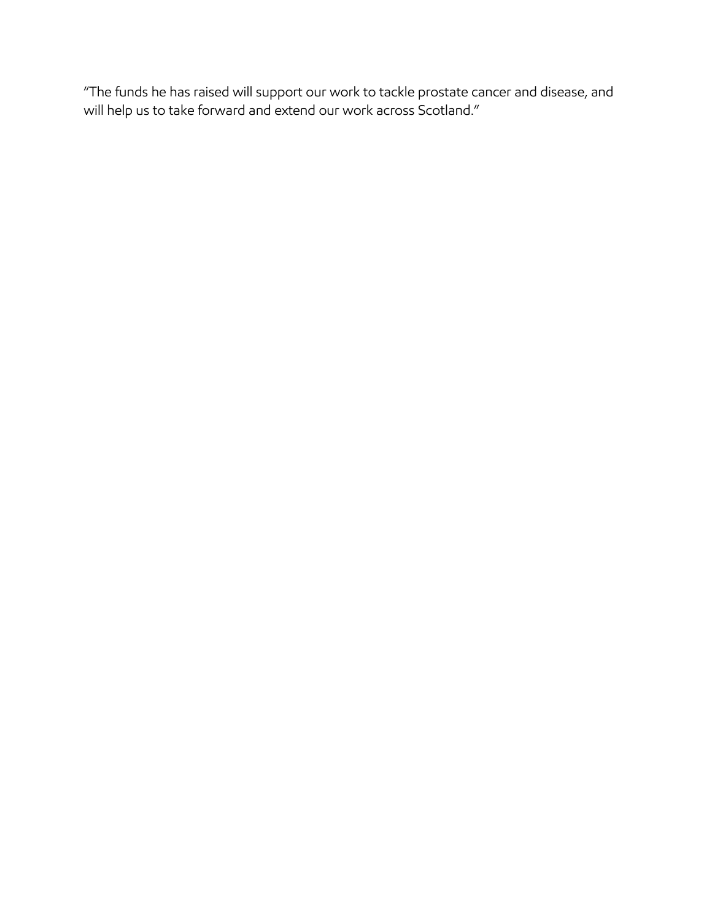"The funds he has raised will support our work to tackle prostate cancer and disease, and will help us to take forward and extend our work across Scotland."